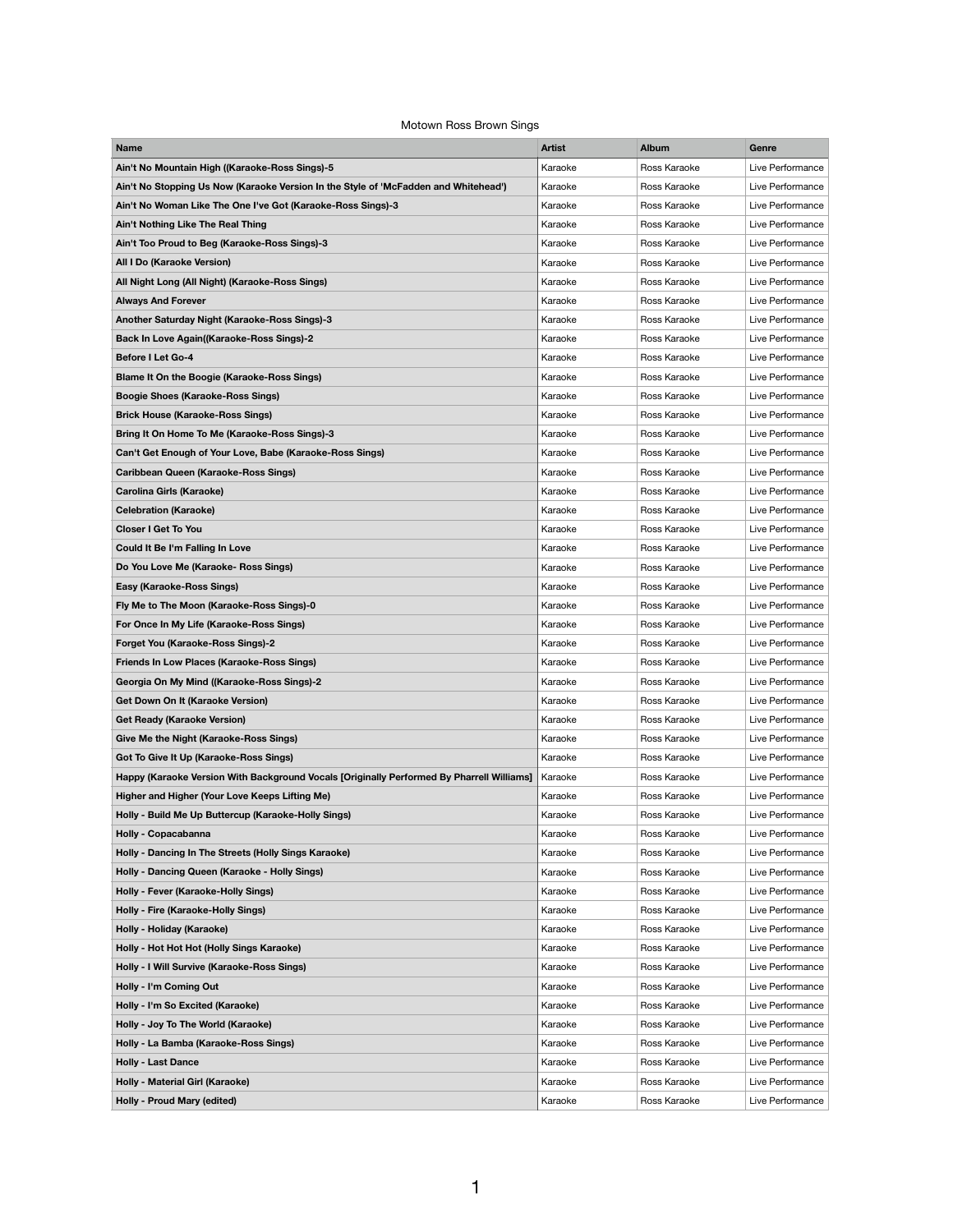Motown Ross Brown Sings

| Name | Artist | Album | Genre |
|---|---|---|---|
| **Ain't No Mountain High ((Karaoke-Ross Sings)-5** | Karaoke | Ross Karaoke | Live Performance |
| **Ain't No Stopping Us Now (Karaoke Version In the Style of 'McFadden and Whitehead')** | Karaoke | Ross Karaoke | Live Performance |
| **Ain't No Woman Like The One I've Got (Karaoke-Ross Sings)-3** | Karaoke | Ross Karaoke | Live Performance |
| **Ain't Nothing Like The Real Thing** | Karaoke | Ross Karaoke | Live Performance |
| **Ain't Too Proud to Beg (Karaoke-Ross Sings)-3** | Karaoke | Ross Karaoke | Live Performance |
| **All I Do (Karaoke Version)** | Karaoke | Ross Karaoke | Live Performance |
| **All Night Long (All Night) (Karaoke-Ross Sings)** | Karaoke | Ross Karaoke | Live Performance |
| **Always And Forever** | Karaoke | Ross Karaoke | Live Performance |
| **Another Saturday Night (Karaoke-Ross Sings)-3** | Karaoke | Ross Karaoke | Live Performance |
| **Back In Love Again((Karaoke-Ross Sings)-2** | Karaoke | Ross Karaoke | Live Performance |
| **Before I Let Go-4** | Karaoke | Ross Karaoke | Live Performance |
| **Blame It On the Boogie (Karaoke-Ross Sings)** | Karaoke | Ross Karaoke | Live Performance |
| **Boogie Shoes (Karaoke-Ross Sings)** | Karaoke | Ross Karaoke | Live Performance |
| **Brick House (Karaoke-Ross Sings)** | Karaoke | Ross Karaoke | Live Performance |
| **Bring It On Home To Me (Karaoke-Ross Sings)-3** | Karaoke | Ross Karaoke | Live Performance |
| **Can't Get Enough of Your Love, Babe (Karaoke-Ross Sings)** | Karaoke | Ross Karaoke | Live Performance |
| **Caribbean Queen (Karaoke-Ross Sings)** | Karaoke | Ross Karaoke | Live Performance |
| **Carolina Girls (Karaoke)** | Karaoke | Ross Karaoke | Live Performance |
| **Celebration (Karaoke)** | Karaoke | Ross Karaoke | Live Performance |
| **Closer I Get To You** | Karaoke | Ross Karaoke | Live Performance |
| **Could It Be I'm Falling In Love** | Karaoke | Ross Karaoke | Live Performance |
| **Do You Love Me (Karaoke- Ross Sings)** | Karaoke | Ross Karaoke | Live Performance |
| **Easy (Karaoke-Ross Sings)** | Karaoke | Ross Karaoke | Live Performance |
| **Fly Me to The Moon (Karaoke-Ross Sings)-0** | Karaoke | Ross Karaoke | Live Performance |
| **For Once In My Life (Karaoke-Ross Sings)** | Karaoke | Ross Karaoke | Live Performance |
| **Forget You (Karaoke-Ross Sings)-2** | Karaoke | Ross Karaoke | Live Performance |
| **Friends In Low Places (Karaoke-Ross Sings)** | Karaoke | Ross Karaoke | Live Performance |
| **Georgia On My Mind ((Karaoke-Ross Sings)-2** | Karaoke | Ross Karaoke | Live Performance |
| **Get Down On It (Karaoke Version)** | Karaoke | Ross Karaoke | Live Performance |
| **Get Ready (Karaoke Version)** | Karaoke | Ross Karaoke | Live Performance |
| **Give Me the Night (Karaoke-Ross Sings)** | Karaoke | Ross Karaoke | Live Performance |
| **Got To Give It Up (Karaoke-Ross Sings)** | Karaoke | Ross Karaoke | Live Performance |
| **Happy (Karaoke Version With Background Vocals [Originally Performed By Pharrell Williams]** | Karaoke | Ross Karaoke | Live Performance |
| **Higher and Higher (Your Love Keeps Lifting Me)** | Karaoke | Ross Karaoke | Live Performance |
| **Holly - Build Me Up Buttercup (Karaoke-Holly Sings)** | Karaoke | Ross Karaoke | Live Performance |
| **Holly - Copacabanna** | Karaoke | Ross Karaoke | Live Performance |
| **Holly - Dancing In The Streets (Holly Sings Karaoke)** | Karaoke | Ross Karaoke | Live Performance |
| **Holly - Dancing Queen (Karaoke - Holly Sings)** | Karaoke | Ross Karaoke | Live Performance |
| **Holly - Fever (Karaoke-Holly Sings)** | Karaoke | Ross Karaoke | Live Performance |
| **Holly - Fire (Karaoke-Holly Sings)** | Karaoke | Ross Karaoke | Live Performance |
| **Holly - Holiday (Karaoke)** | Karaoke | Ross Karaoke | Live Performance |
| **Holly - Hot Hot Hot (Holly Sings Karaoke)** | Karaoke | Ross Karaoke | Live Performance |
| **Holly - I Will Survive (Karaoke-Ross Sings)** | Karaoke | Ross Karaoke | Live Performance |
| **Holly - I'm Coming Out** | Karaoke | Ross Karaoke | Live Performance |
| **Holly - I'm So Excited (Karaoke)** | Karaoke | Ross Karaoke | Live Performance |
| **Holly - Joy To The World (Karaoke)** | Karaoke | Ross Karaoke | Live Performance |
| **Holly - La Bamba (Karaoke-Ross Sings)** | Karaoke | Ross Karaoke | Live Performance |
| **Holly - Last Dance** | Karaoke | Ross Karaoke | Live Performance |
| **Holly - Material Girl (Karaoke)** | Karaoke | Ross Karaoke | Live Performance |
| **Holly - Proud Mary (edited)** | Karaoke | Ross Karaoke | Live Performance |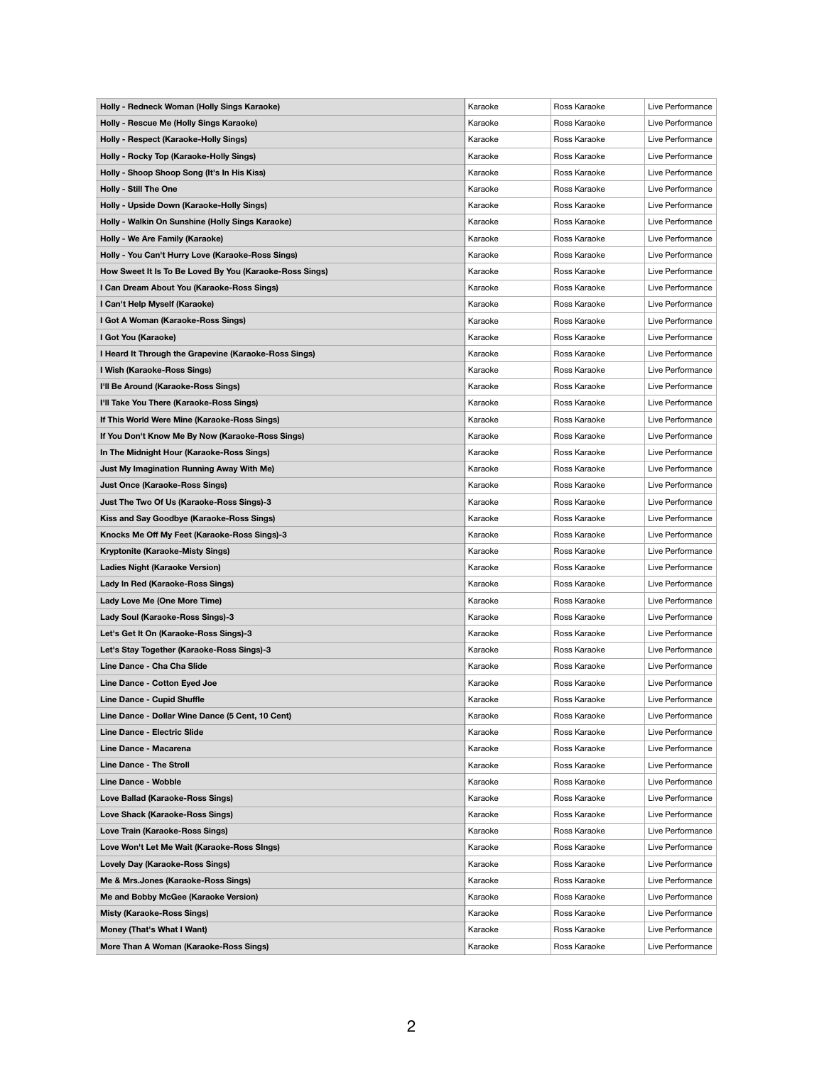| | | | |
|---|---|---|---|
| **Holly - Redneck Woman (Holly Sings Karaoke)** | Karaoke | Ross Karaoke | Live Performance |
| **Holly - Rescue Me (Holly Sings Karaoke)** | Karaoke | Ross Karaoke | Live Performance |
| **Holly - Respect (Karaoke-Holly Sings)** | Karaoke | Ross Karaoke | Live Performance |
| **Holly - Rocky Top (Karaoke-Holly Sings)** | Karaoke | Ross Karaoke | Live Performance |
| **Holly - Shoop Shoop Song (It's In His Kiss)** | Karaoke | Ross Karaoke | Live Performance |
| **Holly - Still The One** | Karaoke | Ross Karaoke | Live Performance |
| **Holly - Upside Down (Karaoke-Holly Sings)** | Karaoke | Ross Karaoke | Live Performance |
| **Holly - Walkin On Sunshine (Holly Sings Karaoke)** | Karaoke | Ross Karaoke | Live Performance |
| **Holly - We Are Family (Karaoke)** | Karaoke | Ross Karaoke | Live Performance |
| **Holly - You Can't Hurry Love (Karaoke-Ross Sings)** | Karaoke | Ross Karaoke | Live Performance |
| **How Sweet It Is To Be Loved By You (Karaoke-Ross Sings)** | Karaoke | Ross Karaoke | Live Performance |
| **I Can Dream About You (Karaoke-Ross Sings)** | Karaoke | Ross Karaoke | Live Performance |
| **I Can't Help Myself (Karaoke)** | Karaoke | Ross Karaoke | Live Performance |
| **I Got A Woman (Karaoke-Ross Sings)** | Karaoke | Ross Karaoke | Live Performance |
| **I Got You (Karaoke)** | Karaoke | Ross Karaoke | Live Performance |
| **I Heard It Through the Grapevine (Karaoke-Ross Sings)** | Karaoke | Ross Karaoke | Live Performance |
| **I Wish (Karaoke-Ross Sings)** | Karaoke | Ross Karaoke | Live Performance |
| **I'll Be Around (Karaoke-Ross Sings)** | Karaoke | Ross Karaoke | Live Performance |
| **I'll Take You There (Karaoke-Ross Sings)** | Karaoke | Ross Karaoke | Live Performance |
| **If This World Were Mine (Karaoke-Ross Sings)** | Karaoke | Ross Karaoke | Live Performance |
| **If You Don't Know Me By Now (Karaoke-Ross Sings)** | Karaoke | Ross Karaoke | Live Performance |
| **In The Midnight Hour (Karaoke-Ross Sings)** | Karaoke | Ross Karaoke | Live Performance |
| **Just My Imagination Running Away With Me)** | Karaoke | Ross Karaoke | Live Performance |
| **Just Once (Karaoke-Ross Sings)** | Karaoke | Ross Karaoke | Live Performance |
| **Just The Two Of Us (Karaoke-Ross Sings)-3** | Karaoke | Ross Karaoke | Live Performance |
| **Kiss and Say Goodbye (Karaoke-Ross Sings)** | Karaoke | Ross Karaoke | Live Performance |
| **Knocks Me Off My Feet (Karaoke-Ross Sings)-3** | Karaoke | Ross Karaoke | Live Performance |
| **Kryptonite (Karaoke-Misty Sings)** | Karaoke | Ross Karaoke | Live Performance |
| **Ladies Night (Karaoke Version)** | Karaoke | Ross Karaoke | Live Performance |
| **Lady In Red (Karaoke-Ross Sings)** | Karaoke | Ross Karaoke | Live Performance |
| **Lady Love Me (One More Time)** | Karaoke | Ross Karaoke | Live Performance |
| **Lady Soul (Karaoke-Ross Sings)-3** | Karaoke | Ross Karaoke | Live Performance |
| **Let's Get It On (Karaoke-Ross Sings)-3** | Karaoke | Ross Karaoke | Live Performance |
| **Let's Stay Together (Karaoke-Ross Sings)-3** | Karaoke | Ross Karaoke | Live Performance |
| **Line Dance - Cha Cha Slide** | Karaoke | Ross Karaoke | Live Performance |
| **Line Dance - Cotton Eyed Joe** | Karaoke | Ross Karaoke | Live Performance |
| **Line Dance - Cupid Shuffle** | Karaoke | Ross Karaoke | Live Performance |
| **Line Dance - Dollar Wine Dance (5 Cent, 10 Cent)** | Karaoke | Ross Karaoke | Live Performance |
| **Line Dance - Electric Slide** | Karaoke | Ross Karaoke | Live Performance |
| **Line Dance - Macarena** | Karaoke | Ross Karaoke | Live Performance |
| **Line Dance - The Stroll** | Karaoke | Ross Karaoke | Live Performance |
| **Line Dance - Wobble** | Karaoke | Ross Karaoke | Live Performance |
| **Love Ballad (Karaoke-Ross Sings)** | Karaoke | Ross Karaoke | Live Performance |
| **Love Shack (Karaoke-Ross Sings)** | Karaoke | Ross Karaoke | Live Performance |
| **Love Train (Karaoke-Ross Sings)** | Karaoke | Ross Karaoke | Live Performance |
| **Love Won't Let Me Wait (Karaoke-Ross SIngs)** | Karaoke | Ross Karaoke | Live Performance |
| **Lovely Day (Karaoke-Ross Sings)** | Karaoke | Ross Karaoke | Live Performance |
| **Me & Mrs.Jones (Karaoke-Ross Sings)** | Karaoke | Ross Karaoke | Live Performance |
| **Me and Bobby McGee (Karaoke Version)** | Karaoke | Ross Karaoke | Live Performance |
| **Misty (Karaoke-Ross Sings)** | Karaoke | Ross Karaoke | Live Performance |
| **Money (That's What I Want)** | Karaoke | Ross Karaoke | Live Performance |
| **More Than A Woman (Karaoke-Ross Sings)** | Karaoke | Ross Karaoke | Live Performance |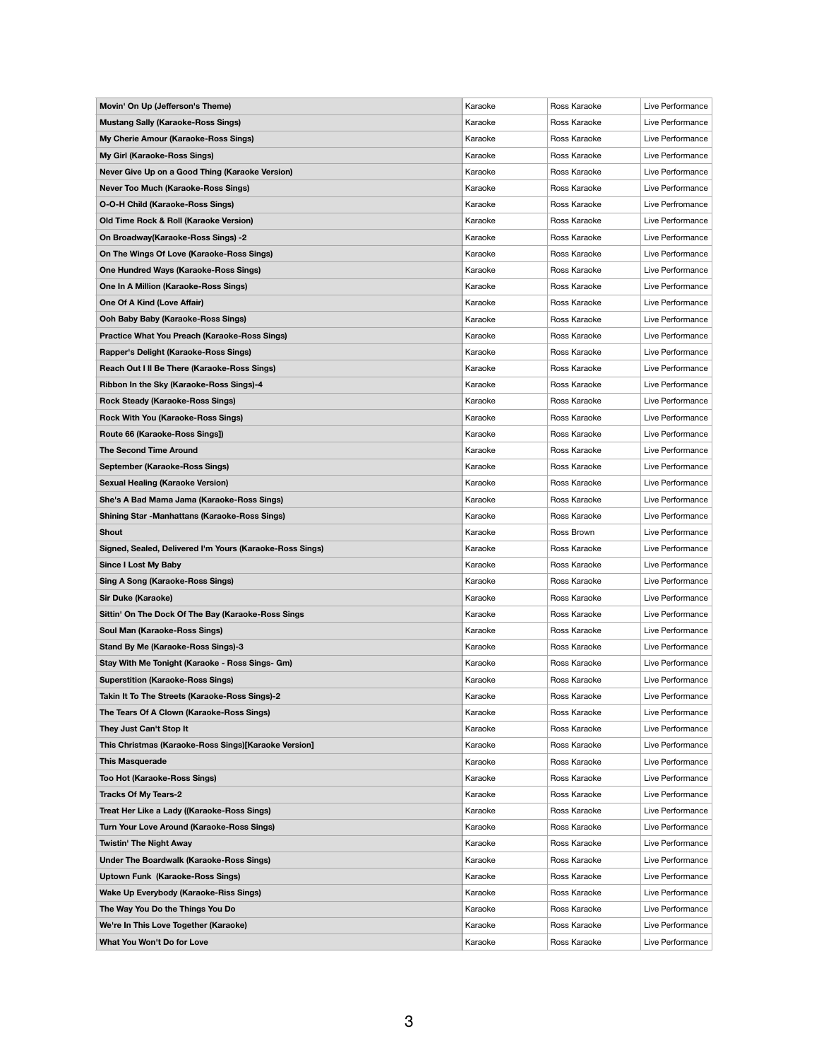| | | | |
|---|---|---|---|
| **Movin' On Up (Jefferson's Theme)** | Karaoke | Ross Karaoke | Live Performance |
| **Mustang Sally (Karaoke-Ross Sings)** | Karaoke | Ross Karaoke | Live Performance |
| **My Cherie Amour (Karaoke-Ross Sings)** | Karaoke | Ross Karaoke | Live Performance |
| **My Girl (Karaoke-Ross Sings)** | Karaoke | Ross Karaoke | Live Performance |
| **Never Give Up on a Good Thing (Karaoke Version)** | Karaoke | Ross Karaoke | Live Performance |
| **Never Too Much (Karaoke-Ross Sings)** | Karaoke | Ross Karaoke | Live Performance |
| **O-O-H Child (Karaoke-Ross Sings)** | Karaoke | Ross Karaoke | Live Perfromance |
| **Old Time Rock & Roll (Karaoke Version)** | Karaoke | Ross Karaoke | Live Performance |
| **On Broadway(Karaoke-Ross Sings) -2** | Karaoke | Ross Karaoke | Live Performance |
| **On The Wings Of Love (Karaoke-Ross Sings)** | Karaoke | Ross Karaoke | Live Performance |
| **One Hundred Ways (Karaoke-Ross Sings)** | Karaoke | Ross Karaoke | Live Performance |
| **One In A Million (Karaoke-Ross Sings)** | Karaoke | Ross Karaoke | Live Performance |
| **One Of A Kind (Love Affair)** | Karaoke | Ross Karaoke | Live Performance |
| **Ooh Baby Baby (Karaoke-Ross Sings)** | Karaoke | Ross Karaoke | Live Performance |
| **Practice What You Preach (Karaoke-Ross Sings)** | Karaoke | Ross Karaoke | Live Performance |
| **Rapper's Delight (Karaoke-Ross Sings)** | Karaoke | Ross Karaoke | Live Performance |
| **Reach Out I ll Be There (Karaoke-Ross Sings)** | Karaoke | Ross Karaoke | Live Performance |
| **Ribbon In the Sky (Karaoke-Ross Sings)-4** | Karaoke | Ross Karaoke | Live Performance |
| **Rock Steady (Karaoke-Ross Sings)** | Karaoke | Ross Karaoke | Live Performance |
| **Rock With You (Karaoke-Ross Sings)** | Karaoke | Ross Karaoke | Live Performance |
| **Route 66 (Karaoke-Ross Sings])** | Karaoke | Ross Karaoke | Live Performance |
| **The Second Time Around** | Karaoke | Ross Karaoke | Live Performance |
| **September (Karaoke-Ross Sings)** | Karaoke | Ross Karaoke | Live Performance |
| **Sexual Healing (Karaoke Version)** | Karaoke | Ross Karaoke | Live Performance |
| **She's A Bad Mama Jama (Karaoke-Ross Sings)** | Karaoke | Ross Karaoke | Live Performance |
| **Shining Star -Manhattans (Karaoke-Ross Sings)** | Karaoke | Ross Karaoke | Live Performance |
| **Shout** | Karaoke | Ross Brown | Live Performance |
| **Signed, Sealed, Delivered I'm Yours (Karaoke-Ross Sings)** | Karaoke | Ross Karaoke | Live Performance |
| **Since I Lost My Baby** | Karaoke | Ross Karaoke | Live Performance |
| **Sing A Song (Karaoke-Ross Sings)** | Karaoke | Ross Karaoke | Live Performance |
| **Sir Duke (Karaoke)** | Karaoke | Ross Karaoke | Live Performance |
| **Sittin' On The Dock Of The Bay (Karaoke-Ross Sings** | Karaoke | Ross Karaoke | Live Performance |
| **Soul Man (Karaoke-Ross Sings)** | Karaoke | Ross Karaoke | Live Performance |
| **Stand By Me (Karaoke-Ross Sings)-3** | Karaoke | Ross Karaoke | Live Performance |
| **Stay With Me Tonight (Karaoke - Ross Sings- Gm)** | Karaoke | Ross Karaoke | Live Performance |
| **Superstition (Karaoke-Ross Sings)** | Karaoke | Ross Karaoke | Live Performance |
| **Takin It To The Streets (Karaoke-Ross Sings)-2** | Karaoke | Ross Karaoke | Live Performance |
| **The Tears Of A Clown (Karaoke-Ross Sings)** | Karaoke | Ross Karaoke | Live Performance |
| **They Just Can't Stop It** | Karaoke | Ross Karaoke | Live Performance |
| **This Christmas (Karaoke-Ross Sings)[Karaoke Version]** | Karaoke | Ross Karaoke | Live Performance |
| **This Masquerade** | Karaoke | Ross Karaoke | Live Performance |
| **Too Hot (Karaoke-Ross Sings)** | Karaoke | Ross Karaoke | Live Performance |
| **Tracks Of My Tears-2** | Karaoke | Ross Karaoke | Live Performance |
| **Treat Her Like a Lady ((Karaoke-Ross Sings)** | Karaoke | Ross Karaoke | Live Performance |
| **Turn Your Love Around (Karaoke-Ross Sings)** | Karaoke | Ross Karaoke | Live Performance |
| **Twistin' The Night Away** | Karaoke | Ross Karaoke | Live Performance |
| **Under The Boardwalk (Karaoke-Ross Sings)** | Karaoke | Ross Karaoke | Live Performance |
| **Uptown Funk (Karaoke-Ross Sings)** | Karaoke | Ross Karaoke | Live Performance |
| **Wake Up Everybody (Karaoke-Riss Sings)** | Karaoke | Ross Karaoke | Live Performance |
| **The Way You Do the Things You Do** | Karaoke | Ross Karaoke | Live Performance |
| **We're In This Love Together (Karaoke)** | Karaoke | Ross Karaoke | Live Performance |
| **What You Won't Do for Love** | Karaoke | Ross Karaoke | Live Performance |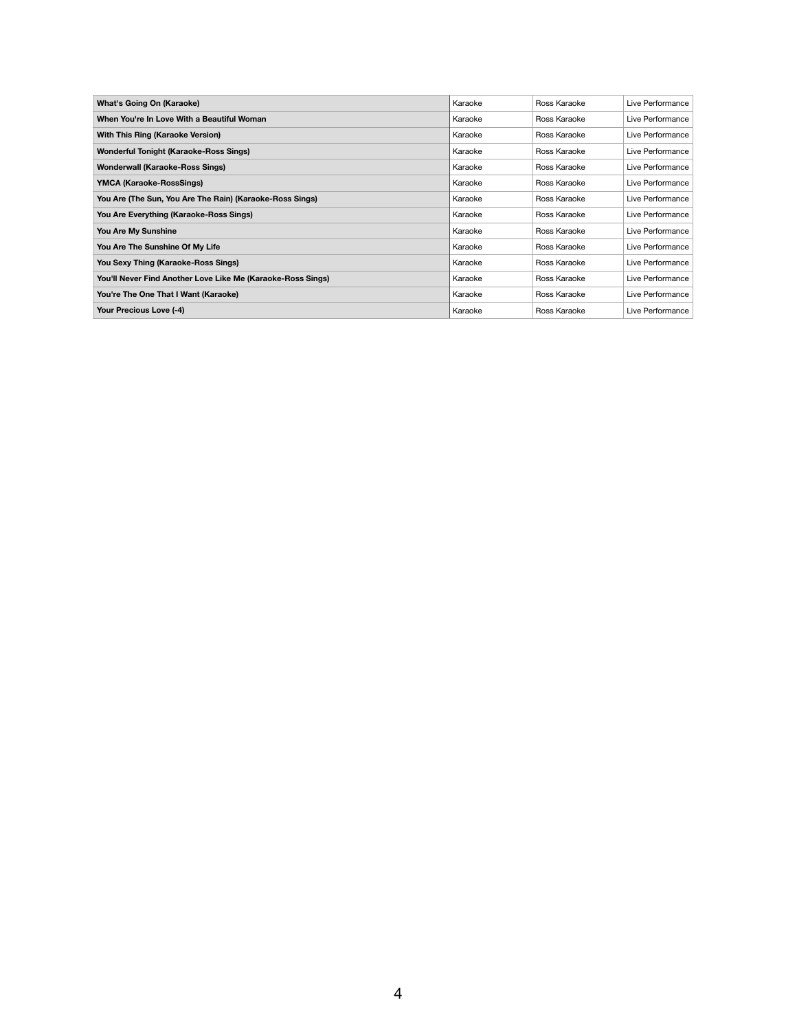| | | | |
|---|---|---|---|
| **What's Going On (Karaoke)** | Karaoke | Ross Karaoke | Live Performance |
| **When You're In Love With a Beautiful Woman** | Karaoke | Ross Karaoke | Live Performance |
| **With This Ring (Karaoke Version)** | Karaoke | Ross Karaoke | Live Performance |
| **Wonderful Tonight (Karaoke-Ross Sings)** | Karaoke | Ross Karaoke | Live Performance |
| **Wonderwall (Karaoke-Ross Sings)** | Karaoke | Ross Karaoke | Live Performance |
| **YMCA (Karaoke-RossSings)** | Karaoke | Ross Karaoke | Live Performance |
| **You Are (The Sun, You Are The Rain) (Karaoke-Ross Sings)** | Karaoke | Ross Karaoke | Live Performance |
| **You Are Everything (Karaoke-Ross Sings)** | Karaoke | Ross Karaoke | Live Performance |
| **You Are My Sunshine** | Karaoke | Ross Karaoke | Live Performance |
| **You Are The Sunshine Of My Life** | Karaoke | Ross Karaoke | Live Performance |
| **You Sexy Thing (Karaoke-Ross Sings)** | Karaoke | Ross Karaoke | Live Performance |
| **You'll Never Find Another Love Like Me (Karaoke-Ross Sings)** | Karaoke | Ross Karaoke | Live Performance |
| **You're The One That I Want (Karaoke)** | Karaoke | Ross Karaoke | Live Performance |
| **Your Precious Love (-4)** | Karaoke | Ross Karaoke | Live Performance |